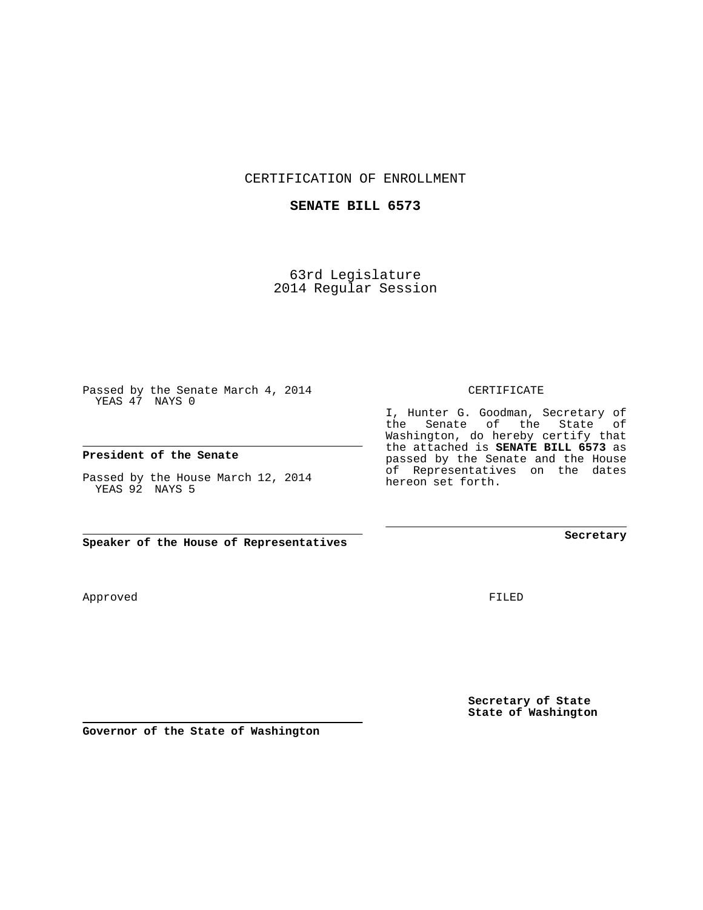CERTIFICATION OF ENROLLMENT

**SENATE BILL 6573**

63rd Legislature
2014 Regular Session

Passed by the Senate March 4, 2014
YEAS 47 NAYS 0

**President of the Senate**

Passed by the House March 12, 2014
YEAS 92 NAYS 5

**Speaker of the House of Representatives**

CERTIFICATE

I, Hunter G. Goodman, Secretary of the Senate of the State of Washington, do hereby certify that the attached is **SENATE BILL 6573** as passed by the Senate and the House of Representatives on the dates hereon set forth.

**Secretary**

Approved

**Governor of the State of Washington**

FILED

**Secretary of State**
**State of Washington**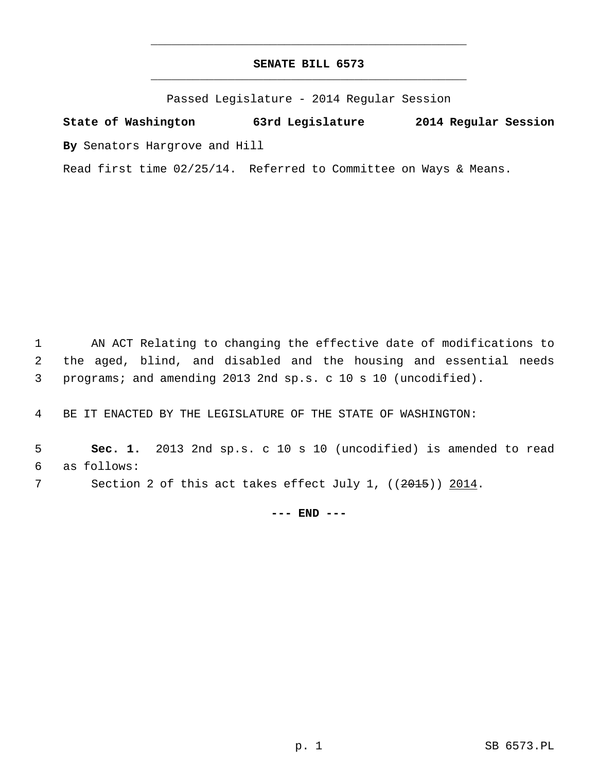# SENATE BILL 6573

Passed Legislature - 2014 Regular Session

**State of Washington 63rd Legislature 2014 Regular Session**

**By** Senators Hargrove and Hill

Read first time 02/25/14. Referred to Committee on Ways & Means.

AN ACT Relating to changing the effective date of modifications to the aged, blind, and disabled and the housing and essential needs programs; and amending 2013 2nd sp.s. c 10 s 10 (uncodified).

BE IT ENACTED BY THE LEGISLATURE OF THE STATE OF WASHINGTON:

**Sec. 1.** 2013 2nd sp.s. c 10 s 10 (uncodified) is amended to read as follows:

Section 2 of this act takes effect July 1, ((~~2015~~)) <u>2014</u>.

**--- END ---**